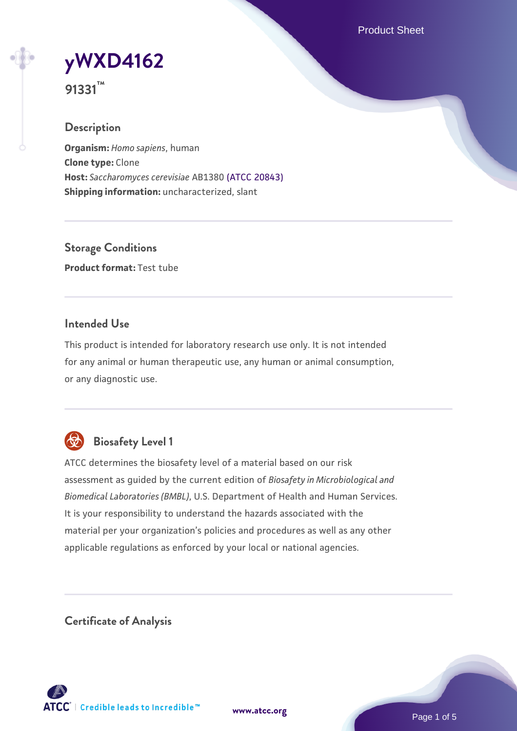# yWXD4162

**91331™**

## Description

**Organism:** *Homo sapiens*, human
**Clone type:** Clone
**Host:** *Saccharomyces cerevisiae* AB1380 (ATCC 20843)
**Shipping information:** uncharacterized, slant

## Storage Conditions

**Product format:** Test tube

## Intended Use

This product is intended for laboratory research use only. It is not intended for any animal or human therapeutic use, any human or animal consumption, or any diagnostic use.

## Biosafety Level 1

ATCC determines the biosafety level of a material based on our risk assessment as guided by the current edition of *Biosafety in Microbiological and Biomedical Laboratories (BMBL)*, U.S. Department of Health and Human Services. It is your responsibility to understand the hazards associated with the material per your organization's policies and procedures as well as any other applicable regulations as enforced by your local or national agencies.

## Certificate of Analysis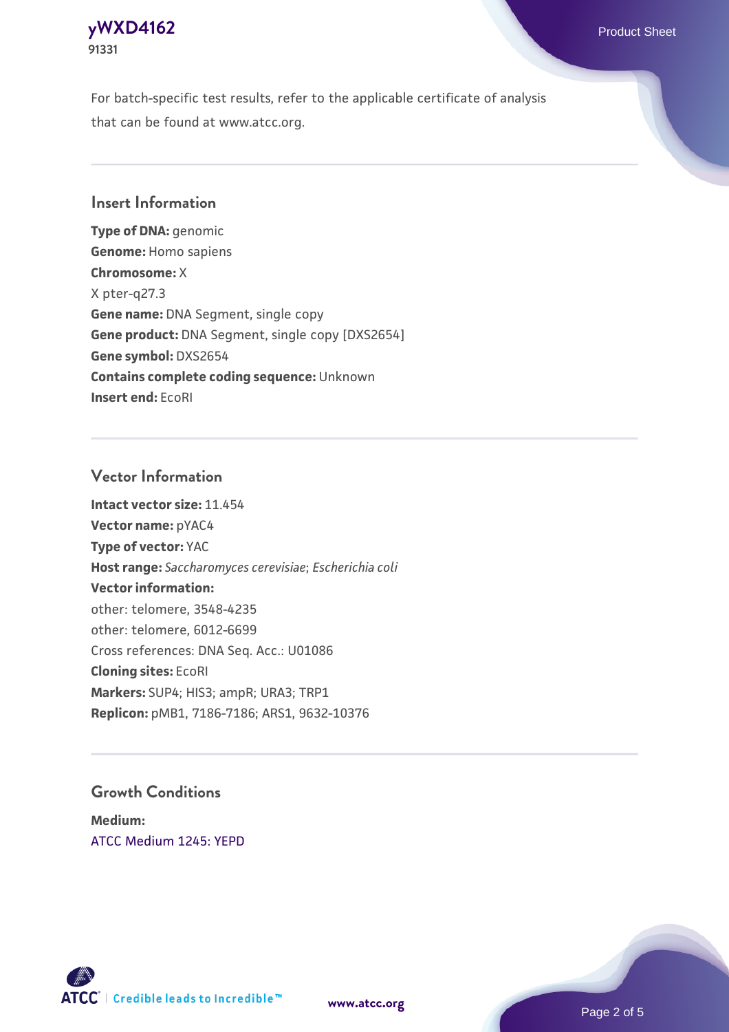For batch-specific test results, refer to the applicable certificate of analysis that can be found at www.atcc.org.

## Insert Information

**Type of DNA:** genomic
**Genome:** Homo sapiens
**Chromosome:** X
X pter-q27.3
**Gene name:** DNA Segment, single copy
**Gene product:** DNA Segment, single copy [DXS2654]
**Gene symbol:** DXS2654
**Contains complete coding sequence:** Unknown
**Insert end:** EcoRI

## Vector Information

**Intact vector size:** 11.454
**Vector name:** pYAC4
**Type of vector:** YAC
**Host range:** *Saccharomyces cerevisiae*; *Escherichia coli*
**Vector information:**
other: telomere, 3548-4235
other: telomere, 6012-6699
Cross references: DNA Seq. Acc.: U01086
**Cloning sites:** EcoRI
**Markers:** SUP4; HIS3; ampR; URA3; TRP1
**Replicon:** pMB1, 7186-7186; ARS1, 9632-10376

## Growth Conditions

**Medium:**
ATCC Medium 1245: YEPD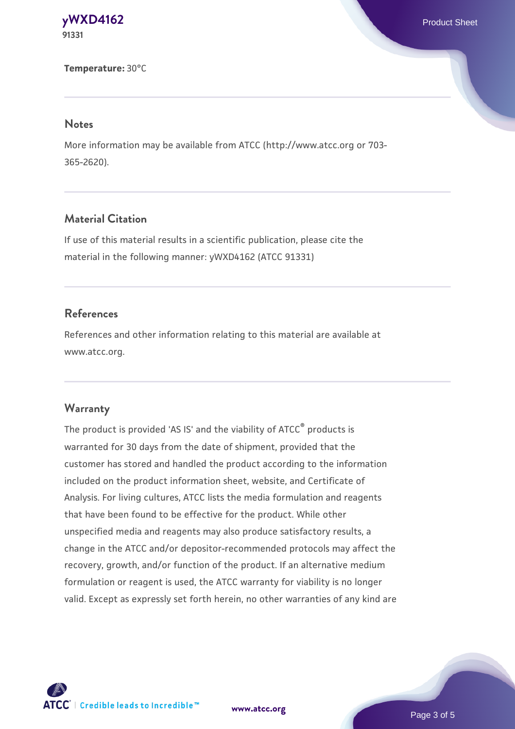**Temperature:** 30°C

## Notes

More information may be available from ATCC (http://www.atcc.org or 703-365-2620).

## Material Citation

If use of this material results in a scientific publication, please cite the material in the following manner: yWXD4162 (ATCC 91331)

## References

References and other information relating to this material are available at www.atcc.org.

## Warranty

The product is provided 'AS IS' and the viability of ATCC® products is warranted for 30 days from the date of shipment, provided that the customer has stored and handled the product according to the information included on the product information sheet, website, and Certificate of Analysis. For living cultures, ATCC lists the media formulation and reagents that have been found to be effective for the product. While other unspecified media and reagents may also produce satisfactory results, a change in the ATCC and/or depositor-recommended protocols may affect the recovery, growth, and/or function of the product. If an alternative medium formulation or reagent is used, the ATCC warranty for viability is no longer valid. Except as expressly set forth herein, no other warranties of any kind are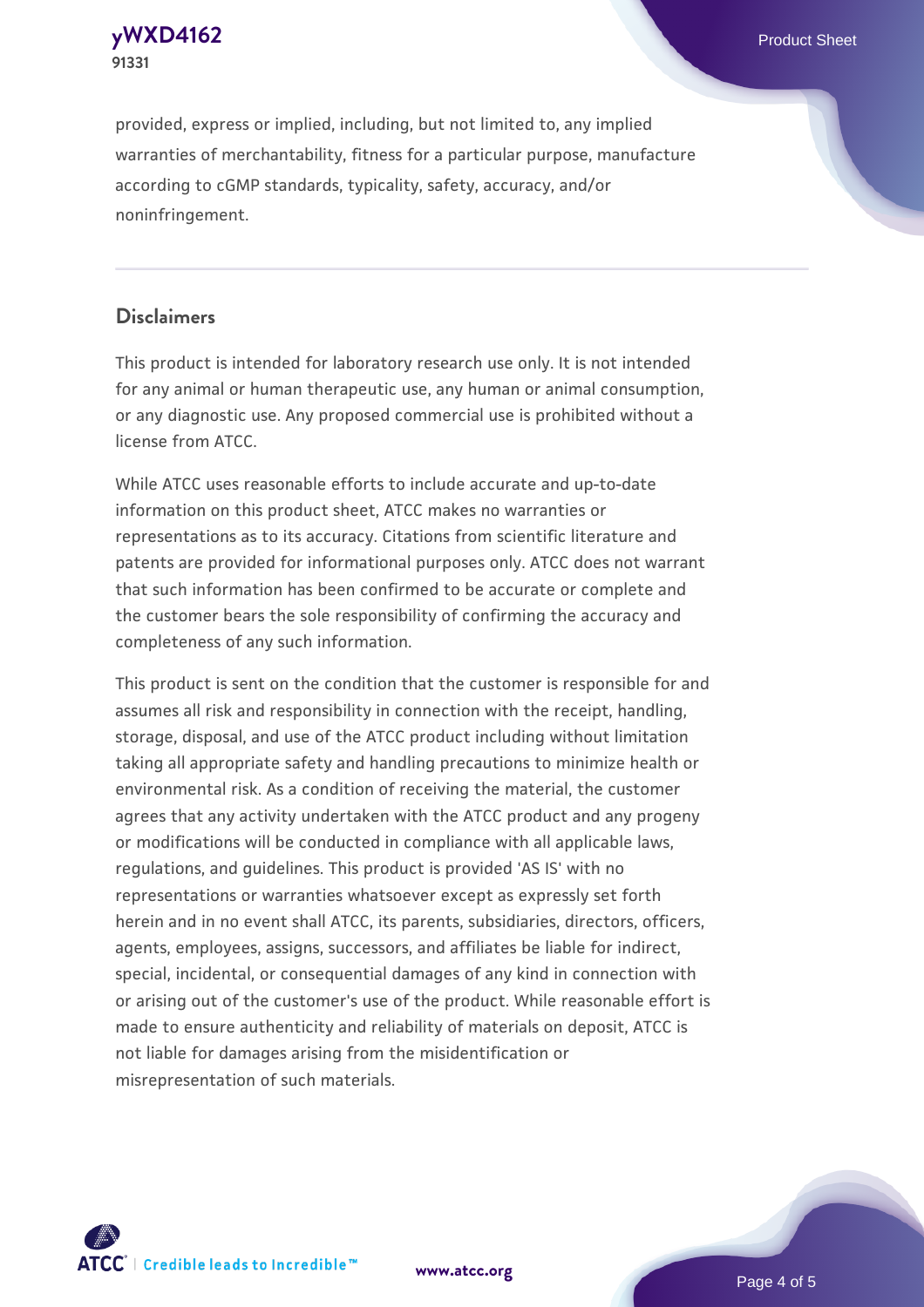provided, express or implied, including, but not limited to, any implied warranties of merchantability, fitness for a particular purpose, manufacture according to cGMP standards, typicality, safety, accuracy, and/or noninfringement.

## Disclaimers

This product is intended for laboratory research use only. It is not intended for any animal or human therapeutic use, any human or animal consumption, or any diagnostic use. Any proposed commercial use is prohibited without a license from ATCC.

While ATCC uses reasonable efforts to include accurate and up-to-date information on this product sheet, ATCC makes no warranties or representations as to its accuracy. Citations from scientific literature and patents are provided for informational purposes only. ATCC does not warrant that such information has been confirmed to be accurate or complete and the customer bears the sole responsibility of confirming the accuracy and completeness of any such information.

This product is sent on the condition that the customer is responsible for and assumes all risk and responsibility in connection with the receipt, handling, storage, disposal, and use of the ATCC product including without limitation taking all appropriate safety and handling precautions to minimize health or environmental risk. As a condition of receiving the material, the customer agrees that any activity undertaken with the ATCC product and any progeny or modifications will be conducted in compliance with all applicable laws, regulations, and guidelines. This product is provided 'AS IS' with no representations or warranties whatsoever except as expressly set forth herein and in no event shall ATCC, its parents, subsidiaries, directors, officers, agents, employees, assigns, successors, and affiliates be liable for indirect, special, incidental, or consequential damages of any kind in connection with or arising out of the customer's use of the product. While reasonable effort is made to ensure authenticity and reliability of materials on deposit, ATCC is not liable for damages arising from the misidentification or misrepresentation of such materials.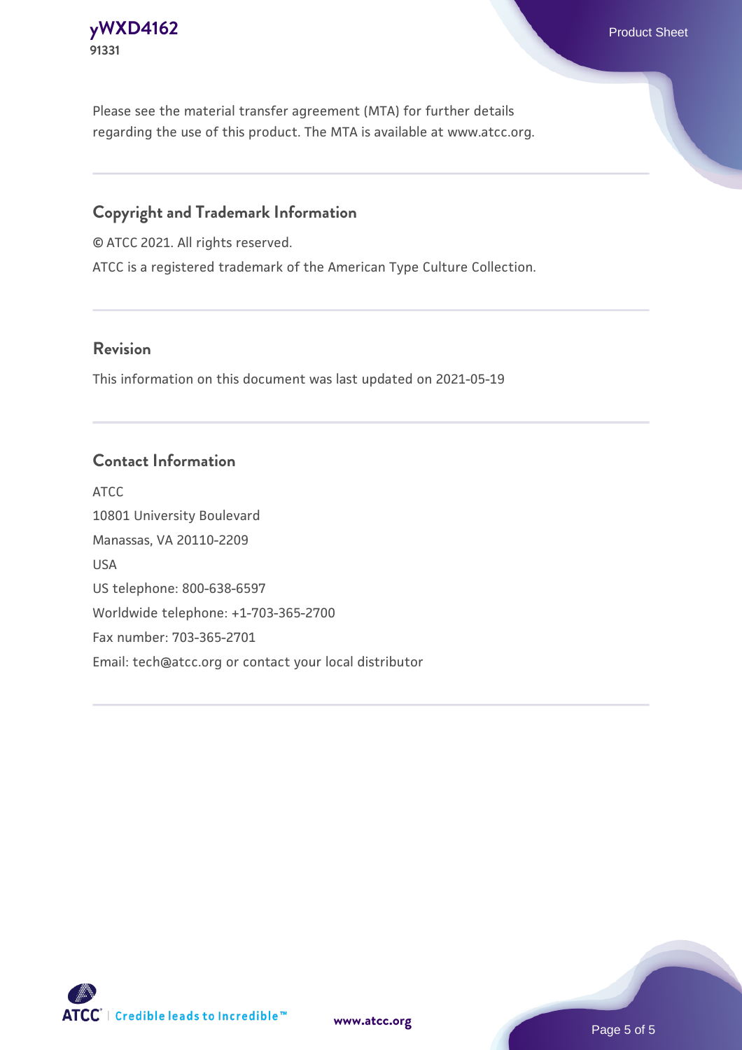Please see the material transfer agreement (MTA) for further details regarding the use of this product. The MTA is available at www.atcc.org.

## Copyright and Trademark Information

© ATCC 2021. All rights reserved.

ATCC is a registered trademark of the American Type Culture Collection.

## Revision

This information on this document was last updated on 2021-05-19

## Contact Information

ATCC
10801 University Boulevard
Manassas, VA 20110-2209
USA
US telephone: 800-638-6597
Worldwide telephone: +1-703-365-2700
Fax number: 703-365-2701
Email: tech@atcc.org or contact your local distributor